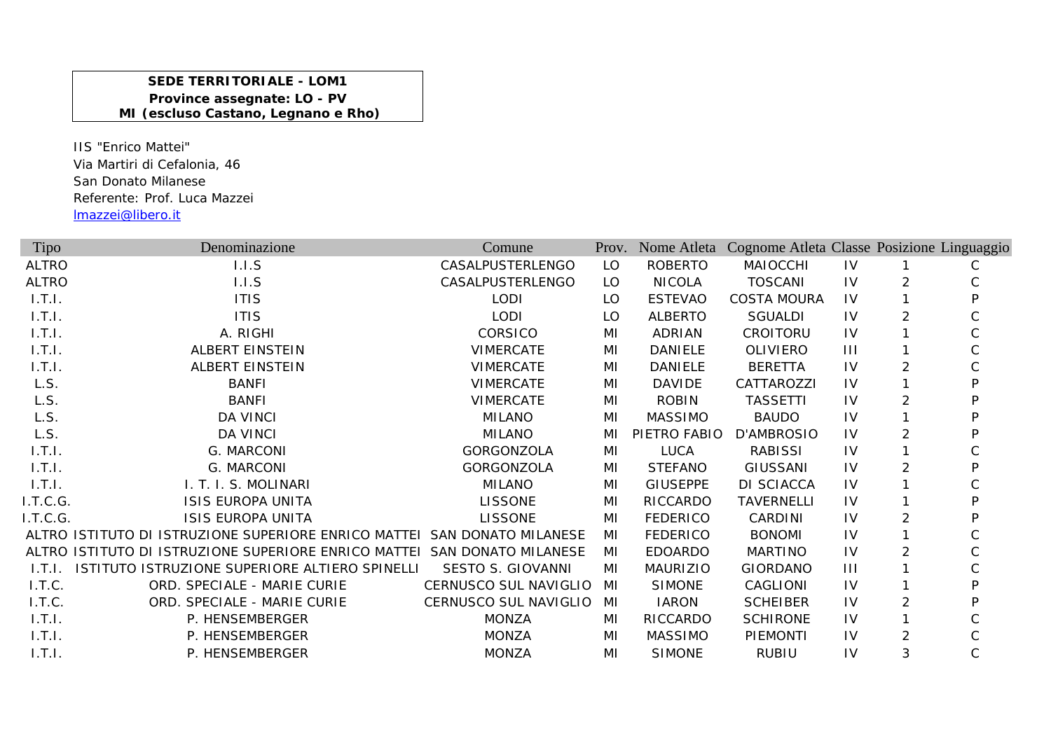**SEDE TERRITORIALE - LOM1**
**Province assegnate: LO - PV**
**MI (escluso Castano, Legnano e Rho)**

IIS "Enrico Mattei"
Via Martiri di Cefalonia, 46
San Donato Milanese
Referente: Prof. Luca Mazzei
lmazzei@libero.it

| Tipo | Denominazione | Comune | Prov. | Nome Atleta | Cognome Atleta | Classe | Posizione | Linguaggio |
|---|---|---|---|---|---|---|---|---|
| ALTRO | I.I.S | CASALPUSTERLENGO | LO | ROBERTO | MAIOCCHI | IV | 1 | C |
| ALTRO | I.I.S | CASALPUSTERLENGO | LO | NICOLA | TOSCANI | IV | 2 | C |
| I.T.I. | ITIS | LODI | LO | ESTEVAO | COSTA MOURA | IV | 1 | P |
| I.T.I. | ITIS | LODI | LO | ALBERTO | SGUALDI | IV | 2 | C |
| I.T.I. | A. RIGHI | CORSICO | MI | ADRIAN | CROITORU | IV | 1 | C |
| I.T.I. | ALBERT EINSTEIN | VIMERCATE | MI | DANIELE | OLIVIERO | III | 1 | C |
| I.T.I. | ALBERT EINSTEIN | VIMERCATE | MI | DANIELE | BERETTA | IV | 2 | C |
| L.S. | BANFI | VIMERCATE | MI | DAVIDE | CATTAROZZI | IV | 1 | P |
| L.S. | BANFI | VIMERCATE | MI | ROBIN | TASSETTI | IV | 2 | P |
| L.S. | DA VINCI | MILANO | MI | MASSIMO | BAUDO | IV | 1 | P |
| L.S. | DA VINCI | MILANO | MI | PIETRO FABIO | D'AMBROSIO | IV | 2 | P |
| I.T.I. | G. MARCONI | GORGONZOLA | MI | LUCA | RABISSI | IV | 1 | C |
| I.T.I. | G. MARCONI | GORGONZOLA | MI | STEFANO | GIUSSANI | IV | 2 | P |
| I.T.I. | I. T. I. S. MOLINARI | MILANO | MI | GIUSEPPE | DI SCIACCA | IV | 1 | C |
| I.T.C.G. | ISIS EUROPA UNITA | LISSONE | MI | RICCARDO | TAVERNELLI | IV | 1 | P |
| I.T.C.G. | ISIS EUROPA UNITA | LISSONE | MI | FEDERICO | CARDINI | IV | 2 | P |
| ALTRO | ISTITUTO DI ISTRUZIONE SUPERIORE ENRICO MATTEI | SAN DONATO MILANESE | MI | FEDERICO | BONOMI | IV | 1 | C |
| ALTRO | ISTITUTO DI ISTRUZIONE SUPERIORE ENRICO MATTEI | SAN DONATO MILANESE | MI | EDOARDO | MARTINO | IV | 2 | C |
| I.T.I. | ISTITUTO ISTRUZIONE SUPERIORE ALTIERO SPINELLI | SESTO S. GIOVANNI | MI | MAURIZIO | GIORDANO | III | 1 | C |
| I.T.C. | ORD. SPECIALE - MARIE CURIE | CERNUSCO SUL NAVIGLIO | MI | SIMONE | CAGLIONI | IV | 1 | P |
| I.T.C. | ORD. SPECIALE - MARIE CURIE | CERNUSCO SUL NAVIGLIO | MI | IARON | SCHEIBER | IV | 2 | P |
| I.T.I. | P. HENSEMBERGER | MONZA | MI | RICCARDO | SCHIRONE | IV | 1 | C |
| I.T.I. | P. HENSEMBERGER | MONZA | MI | MASSIMO | PIEMONTI | IV | 2 | C |
| I.T.I. | P. HENSEMBERGER | MONZA | MI | SIMONE | RUBIU | IV | 3 | C |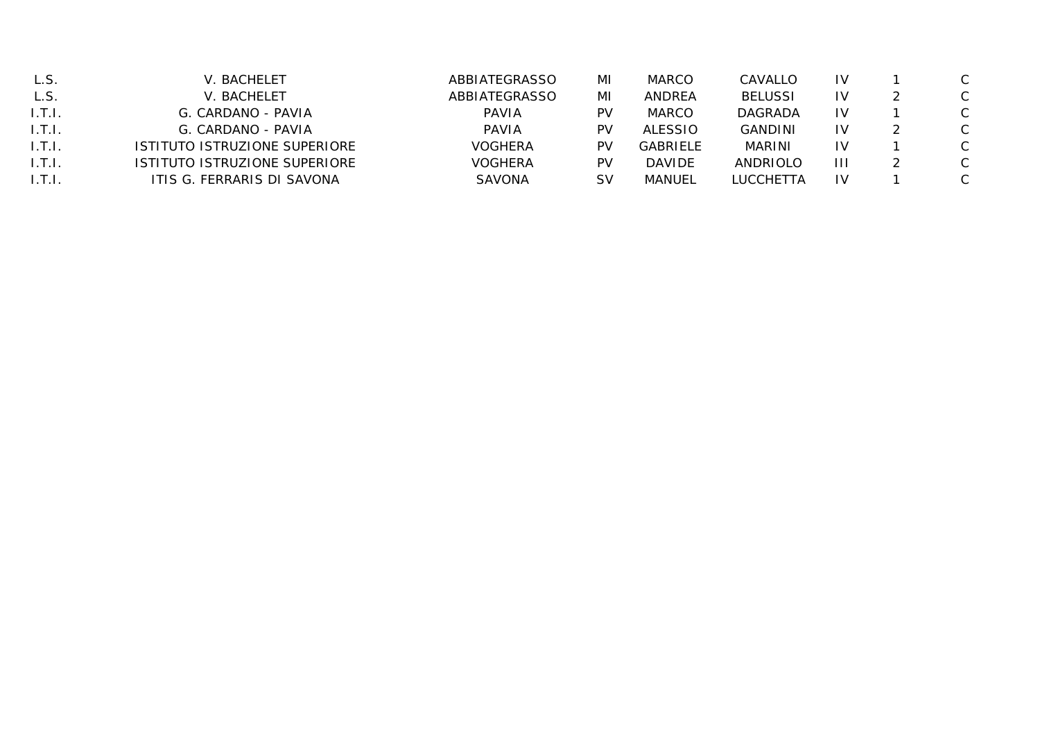| | | | | | | | | |
|---|---|---|---|---|---|---|---|---|
| L.S. | V. BACHELET | ABBIATEGRASSO | MI | MARCO | CAVALLO | IV | 1 | C |
| L.S. | V. BACHELET | ABBIATEGRASSO | MI | ANDREA | BELUSSI | IV | 2 | C |
| I.T.I. | G. CARDANO - PAVIA | PAVIA | PV | MARCO | DAGRADA | IV | 1 | C |
| I.T.I. | G. CARDANO - PAVIA | PAVIA | PV | ALESSIO | GANDINI | IV | 2 | C |
| I.T.I. | ISTITUTO ISTRUZIONE SUPERIORE | VOGHERA | PV | GABRIELE | MARINI | IV | 1 | C |
| I.T.I. | ISTITUTO ISTRUZIONE SUPERIORE | VOGHERA | PV | DAVIDE | ANDRIOLO | III | 2 | C |
| I.T.I. | ITIS G. FERRARIS DI SAVONA | SAVONA | SV | MANUEL | LUCCHETTA | IV | 1 | C |